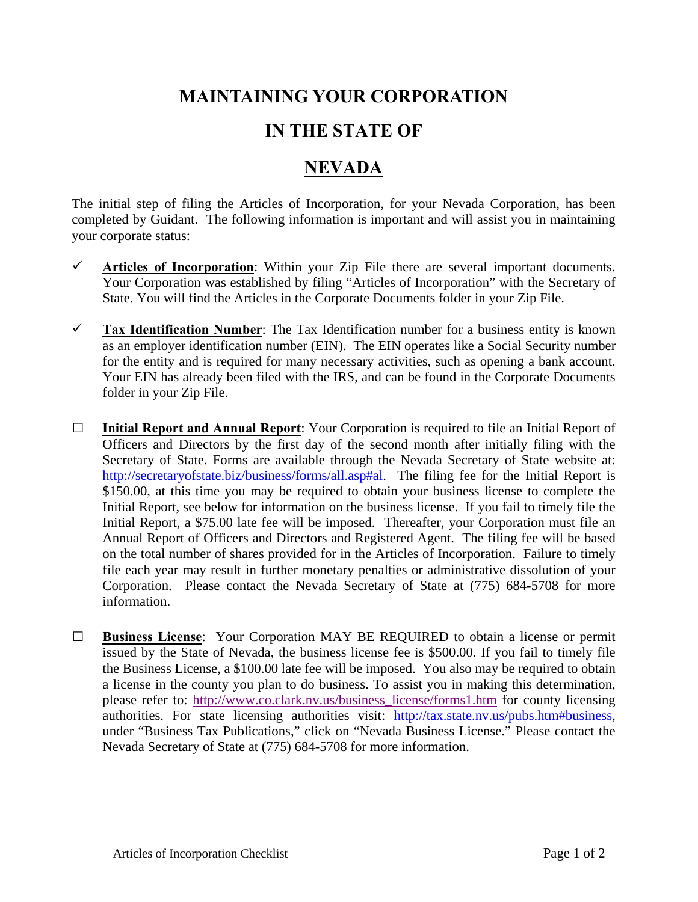# MAINTAINING YOUR CORPORATION

# IN THE STATE OF

# NEVADA

The initial step of filing the Articles of Incorporation, for your Nevada Corporation, has been completed by Guidant. The following information is important and will assist you in maintaining your corporate status:

- ✓ **Articles of Incorporation**: Within your Zip File there are several important documents. Your Corporation was established by filing "Articles of Incorporation" with the Secretary of State. You will find the Articles in the Corporate Documents folder in your Zip File.

- ✓ **Tax Identification Number**: The Tax Identification number for a business entity is known as an employer identification number (EIN). The EIN operates like a Social Security number for the entity and is required for many necessary activities, such as opening a bank account. Your EIN has already been filed with the IRS, and can be found in the Corporate Documents folder in your Zip File.

- ☐ **Initial Report and Annual Report**: Your Corporation is required to file an Initial Report of Officers and Directors by the first day of the second month after initially filing with the Secretary of State. Forms are available through the Nevada Secretary of State website at: http://secretaryofstate.biz/business/forms/all.asp#al. The filing fee for the Initial Report is $150.00, at this time you may be required to obtain your business license to complete the Initial Report, see below for information on the business license. If you fail to timely file the Initial Report, a $75.00 late fee will be imposed. Thereafter, your Corporation must file an Annual Report of Officers and Directors and Registered Agent. The filing fee will be based on the total number of shares provided for in the Articles of Incorporation. Failure to timely file each year may result in further monetary penalties or administrative dissolution of your Corporation. Please contact the Nevada Secretary of State at (775) 684-5708 for more information.

- ☐ **Business License**: Your Corporation MAY BE REQUIRED to obtain a license or permit issued by the State of Nevada, the business license fee is $500.00. If you fail to timely file the Business License, a $100.00 late fee will be imposed. You also may be required to obtain a license in the county you plan to do business. To assist you in making this determination, please refer to: http://www.co.clark.nv.us/business_license/forms1.htm for county licensing authorities. For state licensing authorities visit: http://tax.state.nv.us/pubs.htm#business, under "Business Tax Publications," click on "Nevada Business License." Please contact the Nevada Secretary of State at (775) 684-5708 for more information.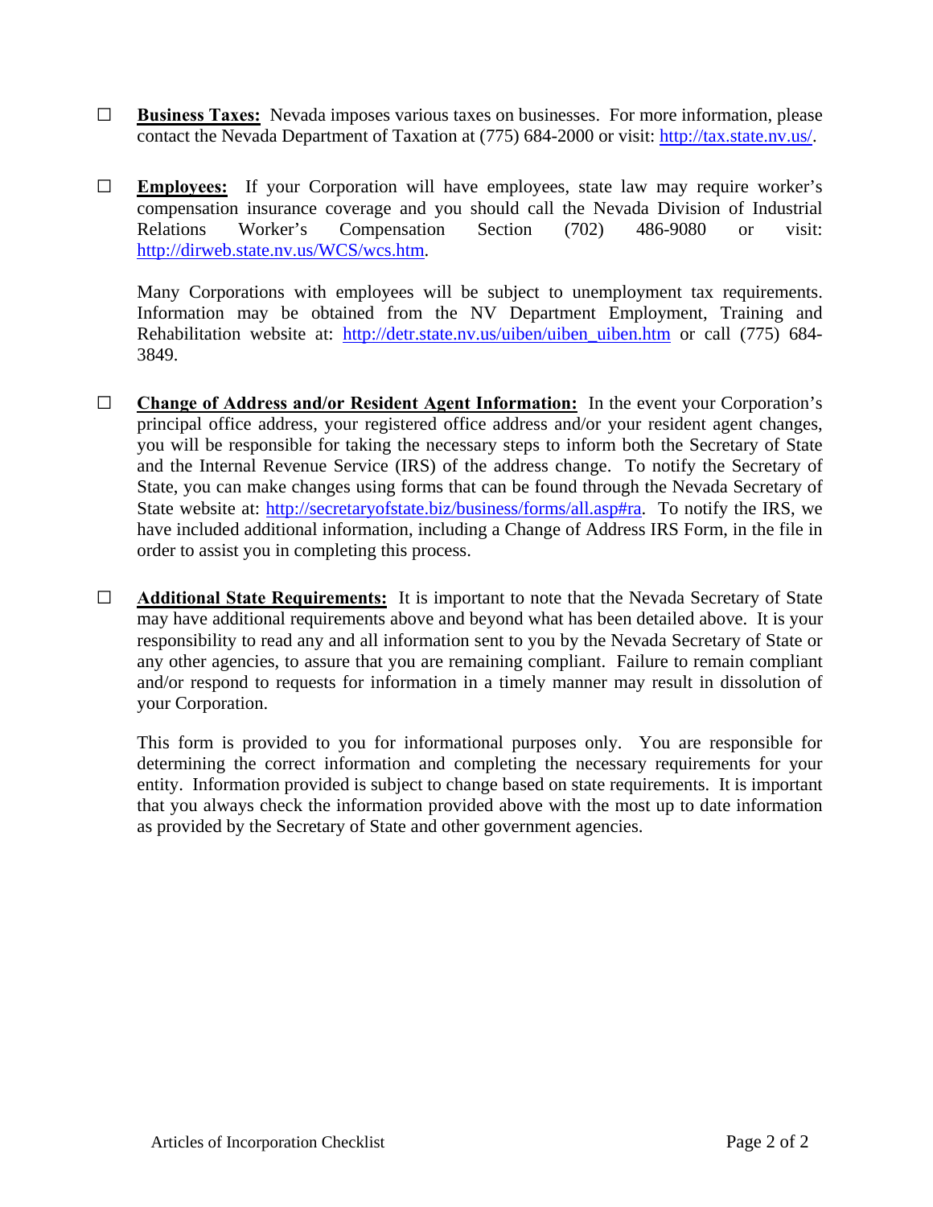☐ **Business Taxes:** Nevada imposes various taxes on businesses. For more information, please contact the Nevada Department of Taxation at (775) 684-2000 or visit: http://tax.state.nv.us/.

☐ **Employees:** If your Corporation will have employees, state law may require worker's compensation insurance coverage and you should call the Nevada Division of Industrial Relations Worker's Compensation Section (702) 486-9080 or visit: http://dirweb.state.nv.us/WCS/wcs.htm.

Many Corporations with employees will be subject to unemployment tax requirements. Information may be obtained from the NV Department Employment, Training and Rehabilitation website at: http://detr.state.nv.us/uiben/uiben_uiben.htm or call (775) 684-3849.

☐ **Change of Address and/or Resident Agent Information:** In the event your Corporation's principal office address, your registered office address and/or your resident agent changes, you will be responsible for taking the necessary steps to inform both the Secretary of State and the Internal Revenue Service (IRS) of the address change. To notify the Secretary of State, you can make changes using forms that can be found through the Nevada Secretary of State website at: http://secretaryofstate.biz/business/forms/all.asp#ra. To notify the IRS, we have included additional information, including a Change of Address IRS Form, in the file in order to assist you in completing this process.

☐ **Additional State Requirements:** It is important to note that the Nevada Secretary of State may have additional requirements above and beyond what has been detailed above. It is your responsibility to read any and all information sent to you by the Nevada Secretary of State or any other agencies, to assure that you are remaining compliant. Failure to remain compliant and/or respond to requests for information in a timely manner may result in dissolution of your Corporation.

This form is provided to you for informational purposes only. You are responsible for determining the correct information and completing the necessary requirements for your entity. Information provided is subject to change based on state requirements. It is important that you always check the information provided above with the most up to date information as provided by the Secretary of State and other government agencies.